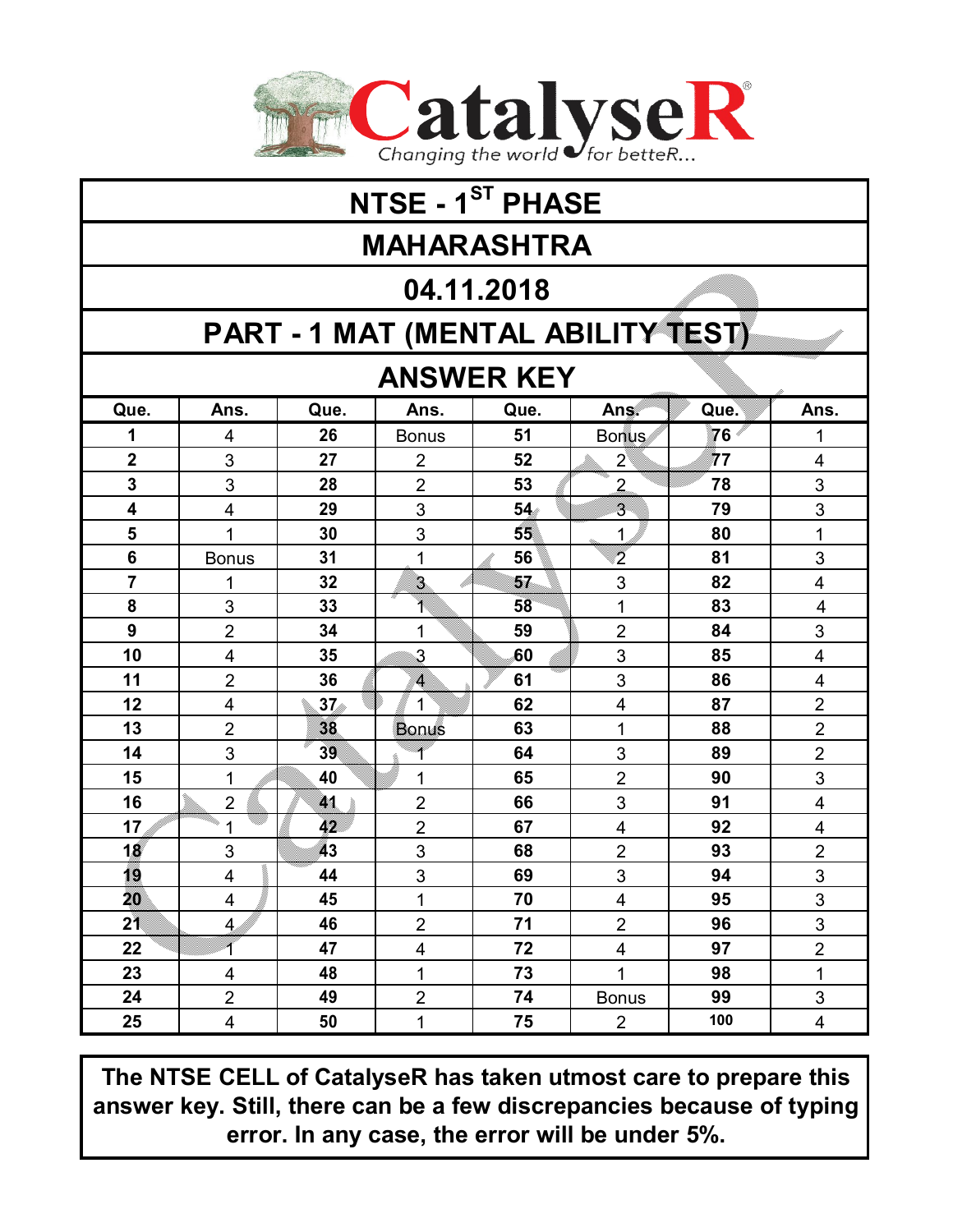# CatalyseR

Changing the world for betteR...

## NTSE - 1ST PHASE

## MAHARASHTRA

## 04.11.2018

## PART - 1 MAT (MENTAL ABILITY TEST)

## ANSWER KEY

| Que. | Ans. | Que. | Ans. | Que. | Ans. | Que. | Ans. |
|---|---|---|---|---|---|---|---|
| 1 | 4 | 26 | Bonus | 51 | Bonus | 76 | 1 |
| 2 | 3 | 27 | 2 | 52 | 2 | 77 | 4 |
| 3 | 3 | 28 | 2 | 53 | 2 | 78 | 3 |
| 4 | 4 | 29 | 3 | 54 | 3 | 79 | 3 |
| 5 | 1 | 30 | 3 | 55 | 1 | 80 | 1 |
| 6 | Bonus | 31 | 1 | 56 | 2 | 81 | 3 |
| 7 | 1 | 32 | 3 | 57 | 3 | 82 | 4 |
| 8 | 3 | 33 | 1 | 58 | 1 | 83 | 4 |
| 9 | 2 | 34 | 1 | 59 | 2 | 84 | 3 |
| 10 | 4 | 35 | 3 | 60 | 3 | 85 | 4 |
| 11 | 2 | 36 | 4 | 61 | 3 | 86 | 4 |
| 12 | 4 | 37 | 1 | 62 | 4 | 87 | 2 |
| 13 | 2 | 38 | Bonus | 63 | 1 | 88 | 2 |
| 14 | 3 | 39 | 1 | 64 | 3 | 89 | 2 |
| 15 | 1 | 40 | 1 | 65 | 2 | 90 | 3 |
| 16 | 2 | 41 | 2 | 66 | 3 | 91 | 4 |
| 17 | 1 | 42 | 2 | 67 | 4 | 92 | 4 |
| 18 | 3 | 43 | 3 | 68 | 2 | 93 | 2 |
| 19 | 4 | 44 | 3 | 69 | 3 | 94 | 3 |
| 20 | 4 | 45 | 1 | 70 | 4 | 95 | 3 |
| 21 | 4 | 46 | 2 | 71 | 2 | 96 | 3 |
| 22 | 1 | 47 | 4 | 72 | 4 | 97 | 2 |
| 23 | 4 | 48 | 1 | 73 | 1 | 98 | 1 |
| 24 | 2 | 49 | 2 | 74 | Bonus | 99 | 3 |
| 25 | 4 | 50 | 1 | 75 | 2 | 100 | 4 |

**The NTSE CELL of CatalyseR has taken utmost care to prepare this answer key. Still, there can be a few discrepancies because of typing error. In any case, the error will be under 5%.**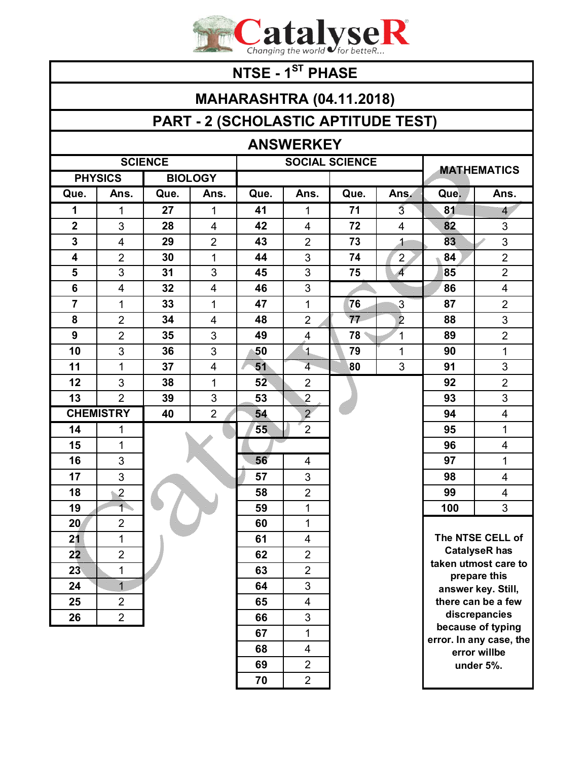# NTSE - 1ST PHASE

## MAHARASHTRA (04.11.2018)

## PART - 2 (SCHOLASTIC APTITUDE TEST)

## ANSWERKEY

| SCIENCE | | | | SOCIAL SCIENCE | | | | MATHEMATICS | |
|---|---|---|---|---|---|---|---|---|---|
| PHYSICS | | BIOLOGY | | | | | | | |
| Que. | Ans. | Que. | Ans. | Que. | Ans. | Que. | Ans. | Que. | Ans. |
| 1 | 1 | 27 | 1 | 41 | 1 | 71 | 3 | 81 | 4 |
| 2 | 3 | 28 | 4 | 42 | 4 | 72 | 4 | 82 | 3 |
| 3 | 4 | 29 | 2 | 43 | 2 | 73 | 1 | 83 | 3 |
| 4 | 2 | 30 | 1 | 44 | 3 | 74 | 2 | 84 | 2 |
| 5 | 3 | 31 | 3 | 45 | 3 | 75 | 4 | 85 | 2 |
| 6 | 4 | 32 | 4 | 46 | 3 | | | 86 | 4 |
| 7 | 1 | 33 | 1 | 47 | 1 | 76 | 3 | 87 | 2 |
| 8 | 2 | 34 | 4 | 48 | 2 | 77 | 2 | 88 | 3 |
| 9 | 2 | 35 | 3 | 49 | 4 | 78 | 1 | 89 | 2 |
| 10 | 3 | 36 | 3 | 50 | 1 | 79 | 1 | 90 | 1 |
| 11 | 1 | 37 | 4 | 51 | 4 | 80 | 3 | 91 | 3 |
| 12 | 3 | 38 | 1 | 52 | 2 | | | 92 | 2 |
| 13 | 2 | 39 | 3 | 53 | 2 | | | 93 | 3 |
| CHEMISTRY | | 40 | 2 | 54 | 2 | | | 94 | 4 |
| 14 | 1 | | | 55 | 2 | | | 95 | 1 |
| 15 | 1 | | | | | | | 96 | 4 |
| 16 | 3 | | | 56 | 4 | | | 97 | 1 |
| 17 | 3 | | | 57 | 3 | | | 98 | 4 |
| 18 | 2 | | | 58 | 2 | | | 99 | 4 |
| 19 | 1 | | | 59 | 1 | | | 100 | 3 |
| 20 | 2 | | | 60 | 1 | | | | |
| 21 | 1 | | | 61 | 4 | | | | |
| 22 | 2 | | | 62 | 2 | | | | |
| 23 | 1 | | | 63 | 2 | | | | |
| 24 | 1 | | | 64 | 3 | | | | |
| 25 | 2 | | | 65 | 4 | | | | |
| 26 | 2 | | | 66 | 3 | | | | |
| | | | | 67 | 1 | | | | |
| | | | | 68 | 4 | | | | |
| | | | | 69 | 2 | | | | |
| | | | | 70 | 2 | | | | |

**The NTSE CELL of CatalyseR has taken utmost care to prepare this answer key. Still, there can be a few discrepancies because of typing error. In any case, the error willbe under 5%.**